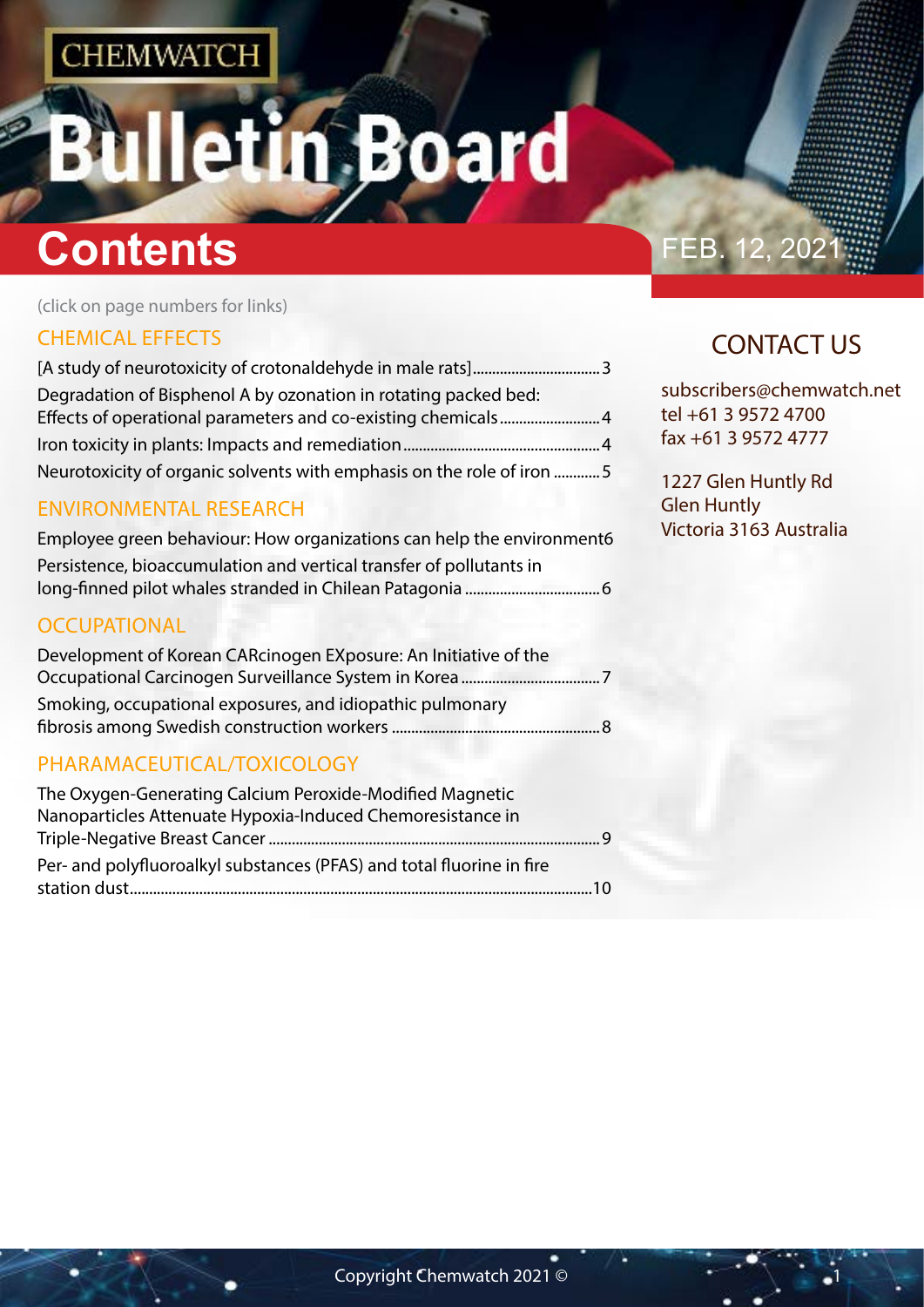CHEMWATCH

# Bulletin Board

## Contents

FEB. 12, 2021

(click on page numbers for links)

### CHEMICAL EFFECTS

[A study of neurotoxicity of crotonaldehyde in male rats]....................................3

Degradation of Bisphenol A by ozonation in rotating packed bed: Effects of operational parameters and co-existing chemicals..........................4

Iron toxicity in plants: Impacts and remediation..................................................4

Neurotoxicity of organic solvents with emphasis on the role of iron ............5

### ENVIRONMENTAL RESEARCH

Employee green behaviour: How organizations can help the environment6

Persistence, bioaccumulation and vertical transfer of pollutants in long-finned pilot whales stranded in Chilean Patagonia ..................................6

### OCCUPATIONAL

Development of Korean CARcinogen EXposure: An Initiative of the Occupational Carcinogen Surveillance System in Korea ....................................7

Smoking, occupational exposures, and idiopathic pulmonary fibrosis among Swedish construction workers .....................................................8

### PHARAMACEUTICAL/TOXICOLOGY

The Oxygen-Generating Calcium Peroxide-Modified Magnetic Nanoparticles Attenuate Hypoxia-Induced Chemoresistance in Triple-Negative Breast Cancer ....................................................................................9

Per- and polyfluoroalkyl substances (PFAS) and total fluorine in fire station dust.......................................................................................................................10

### CONTACT US

subscribers@chemwatch.net
tel +61 3 9572 4700
fax +61 3 9572 4777

1227 Glen Huntly Rd
Glen Huntly
Victoria 3163 Australia

Copyright Chemwatch 2021 ©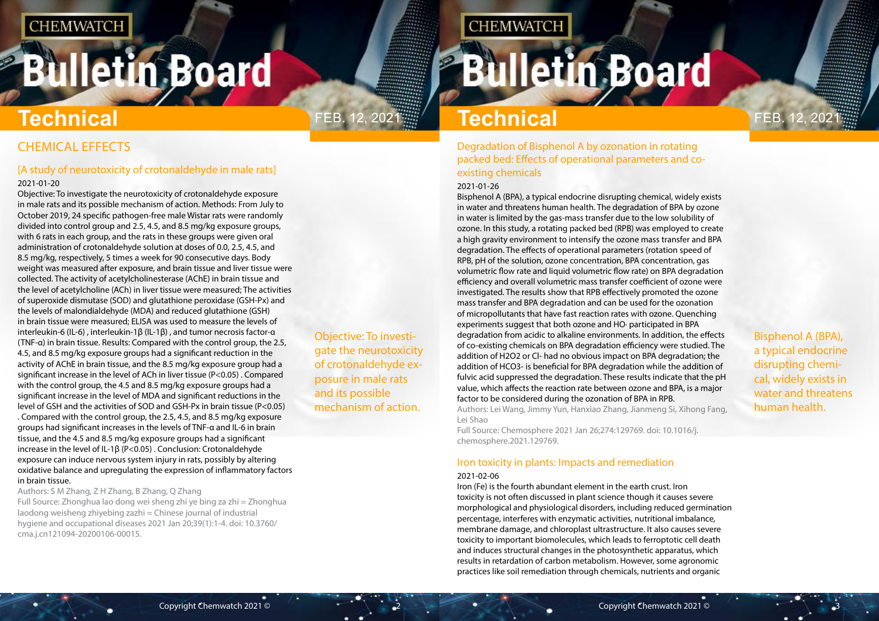## CHEMICAL EFFECTS

### [A study of neurotoxicity of crotonaldehyde in male rats]

2021-01-20

Objective: To investigate the neurotoxicity of crotonaldehyde exposure in male rats and its possible mechanism of action. Methods: From July to October 2019, 24 specific pathogen-free male Wistar rats were randomly divided into control group and 2.5, 4.5, and 8.5 mg/kg exposure groups, with 6 rats in each group, and the rats in these groups were given oral administration of crotonaldehyde solution at doses of 0.0, 2.5, 4.5, and 8.5 mg/kg, respectively, 5 times a week for 90 consecutive days. Body weight was measured after exposure, and brain tissue and liver tissue were collected. The activity of acetylcholinesterase (AChE) in brain tissue and the level of acetylcholine (ACh) in liver tissue were measured; The activities of superoxide dismutase (SOD) and glutathione peroxidase (GSH-Px) and the levels of malondialdehyde (MDA) and reduced glutathione (GSH) in brain tissue were measured; ELISA was used to measure the levels of interleukin-6 (IL-6) , interleukin-1β (IL-1β) , and tumor necrosis factor-α (TNF-α) in brain tissue. Results: Compared with the control group, the 2.5, 4.5, and 8.5 mg/kg exposure groups had a significant reduction in the activity of AChE in brain tissue, and the 8.5 mg/kg exposure group had a significant increase in the level of ACh in liver tissue ($P<0.05$) . Compared with the control group, the 4.5 and 8.5 mg/kg exposure groups had a significant increase in the level of MDA and significant reductions in the level of GSH and the activities of SOD and GSH-Px in brain tissue ($P<0.05$) . Compared with the control group, the 2.5, 4.5, and 8.5 mg/kg exposure groups had significant increases in the levels of TNF-α and IL-6 in brain tissue, and the 4.5 and 8.5 mg/kg exposure groups had a significant increase in the level of IL-1β ($P<0.05$) . Conclusion: Crotonaldehyde exposure can induce nervous system injury in rats, possibly by altering oxidative balance and upregulating the expression of inflammatory factors in brain tissue.

Authors: S M Zhang, Z H Zhang, B Zhang, Q Zhang

Full Source: Zhonghua lao dong wei sheng zhi ye bing za zhi = Zhonghua laodong weisheng zhiyebing zazhi = Chinese journal of industrial hygiene and occupational diseases 2021 Jan 20;39(1):1-4. doi: 10.3760/cma.j.cn121094-20200106-00015.

### Degradation of Bisphenol A by ozonation in rotating packed bed: Effects of operational parameters and co-existing chemicals

2021-01-26

Bisphenol A (BPA), a typical endocrine disrupting chemical, widely exists in water and threatens human health. The degradation of BPA by ozone in water is limited by the gas-mass transfer due to the low solubility of ozone. In this study, a rotating packed bed (RPB) was employed to create a high gravity environment to intensify the ozone mass transfer and BPA degradation. The effects of operational parameters (rotation speed of RPB, pH of the solution, ozone concentration, BPA concentration, gas volumetric flow rate and liquid volumetric flow rate) on BPA degradation efficiency and overall volumetric mass transfer coefficient of ozone were investigated. The results show that RPB effectively promoted the ozone mass transfer and BPA degradation and can be used for the ozonation of micropollutants that have fast reaction rates with ozone. Quenching experiments suggest that both ozone and HO· participated in BPA degradation from acidic to alkaline environments. In addition, the effects of co-existing chemicals on BPA degradation efficiency were studied. The addition of $H_2O_2$ or $Cl^-$ had no obvious impact on BPA degradation; the addition of $HCO_3^-$ is beneficial for BPA degradation while the addition of fulvic acid suppressed the degradation. These results indicate that the pH value, which affects the reaction rate between ozone and BPA, is a major factor to be considered during the ozonation of BPA in RPB.

Authors: Lei Wang, Jimmy Yun, Hanxiao Zhang, Jianmeng Si, Xihong Fang, Lei Shao

Full Source: Chemosphere 2021 Jan 26;274:129769. doi: 10.1016/j.chemosphere.2021.129769.

### Iron toxicity in plants: Impacts and remediation

2021-02-06

Iron (Fe) is the fourth abundant element in the earth crust. Iron toxicity is not often discussed in plant science though it causes severe morphological and physiological disorders, including reduced germination percentage, interferes with enzymatic activities, nutritional imbalance, membrane damage, and chloroplast ultrastructure. It also causes severe toxicity to important biomolecules, which leads to ferroptotic cell death and induces structural changes in the photosynthetic apparatus, which results in retardation of carbon metabolism. However, some agronomic practices like soil remediation through chemicals, nutrients and organic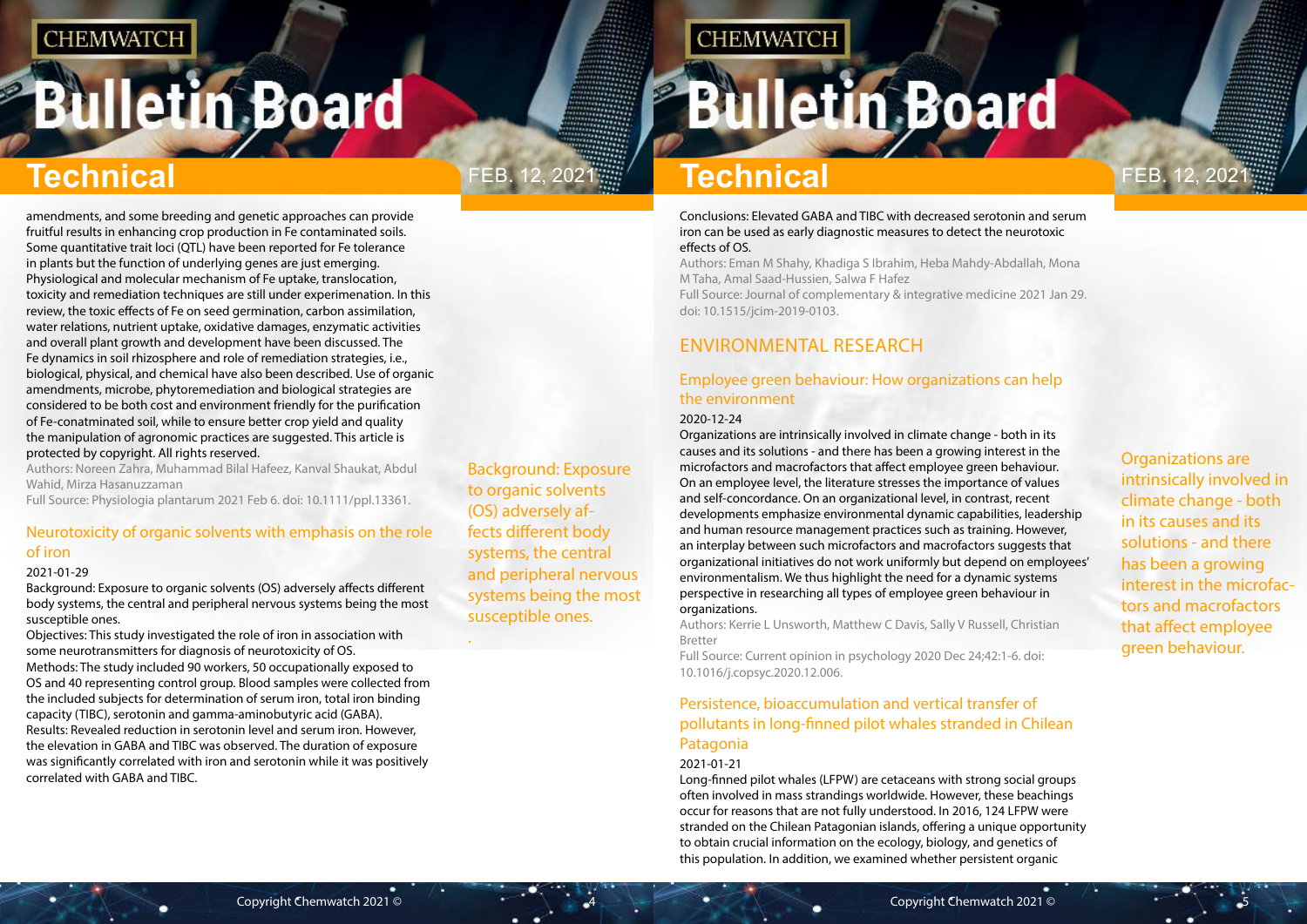amendments, and some breeding and genetic approaches can provide fruitful results in enhancing crop production in Fe contaminated soils. Some quantitative trait loci (QTL) have been reported for Fe tolerance in plants but the function of underlying genes are just emerging. Physiological and molecular mechanism of Fe uptake, translocation, toxicity and remediation techniques are still under experimenation. In this review, the toxic effects of Fe on seed germination, carbon assimilation, water relations, nutrient uptake, oxidative damages, enzymatic activities and overall plant growth and development have been discussed. The Fe dynamics in soil rhizosphere and role of remediation strategies, i.e., biological, physical, and chemical have also been described. Use of organic amendments, microbe, phytoremediation and biological strategies are considered to be both cost and environment friendly for the purification of Fe-contaminated soil, while to ensure better crop yield and quality the manipulation of agronomic practices are suggested. This article is protected by copyright. All rights reserved.

Authors: Noreen Zahra, Muhammad Bilal Hafeez, Kanval Shaukat, Abdul Wahid, Mirza Hasanuzzaman

Full Source: Physiologia plantarum 2021 Feb 6. doi: 10.1111/ppl.13361.

### Neurotoxicity of organic solvents with emphasis on the role of iron

2021-01-29

Background: Exposure to organic solvents (OS) adversely affects different body systems, the central and peripheral nervous systems being the most susceptible ones.

Objectives: This study investigated the role of iron in association with some neurotransmitters for diagnosis of neurotoxicity of OS.

Methods: The study included 90 workers, 50 occupationally exposed to OS and 40 representing control group. Blood samples were collected from the included subjects for determination of serum iron, total iron binding capacity (TIBC), serotonin and gamma-aminobutyric acid (GABA).

Results: Revealed reduction in serotonin level and serum iron. However, the elevation in GABA and TIBC was observed. The duration of exposure was significantly correlated with iron and serotonin while it was positively correlated with GABA and TIBC.

Conclusions: Elevated GABA and TIBC with decreased serotonin and serum iron can be used as early diagnostic measures to detect the neurotoxic effects of OS.

Authors: Eman M Shahy, Khadiga S Ibrahim, Heba Mahdy-Abdallah, Mona M Taha, Amal Saad-Hussien, Salwa F Hafez

Full Source: Journal of complementary & integrative medicine 2021 Jan 29. doi: 10.1515/jcim-2019-0103.

## ENVIRONMENTAL RESEARCH

### Employee green behaviour: How organizations can help the environment

2020-12-24

Organizations are intrinsically involved in climate change - both in its causes and its solutions - and there has been a growing interest in the microfactors and macrofactors that affect employee green behaviour. On an employee level, the literature stresses the importance of values and self-concordance. On an organizational level, in contrast, recent developments emphasize environmental dynamic capabilities, leadership and human resource management practices such as training. However, an interplay between such microfactors and macrofactors suggests that organizational initiatives do not work uniformly but depend on employees' environmentalism. We thus highlight the need for a dynamic systems perspective in researching all types of employee green behaviour in organizations.

Authors: Kerrie L Unsworth, Matthew C Davis, Sally V Russell, Christian Bretter

Full Source: Current opinion in psychology 2020 Dec 24;42:1-6. doi: 10.1016/j.copsyc.2020.12.006.

### Persistence, bioaccumulation and vertical transfer of pollutants in long-finned pilot whales stranded in Chilean Patagonia

2021-01-21

Long-finned pilot whales (LFPW) are cetaceans with strong social groups often involved in mass strandings worldwide. However, these beachings occur for reasons that are not fully understood. In 2016, 124 LFPW were stranded on the Chilean Patagonian islands, offering a unique opportunity to obtain crucial information on the ecology, biology, and genetics of this population. In addition, we examined whether persistent organic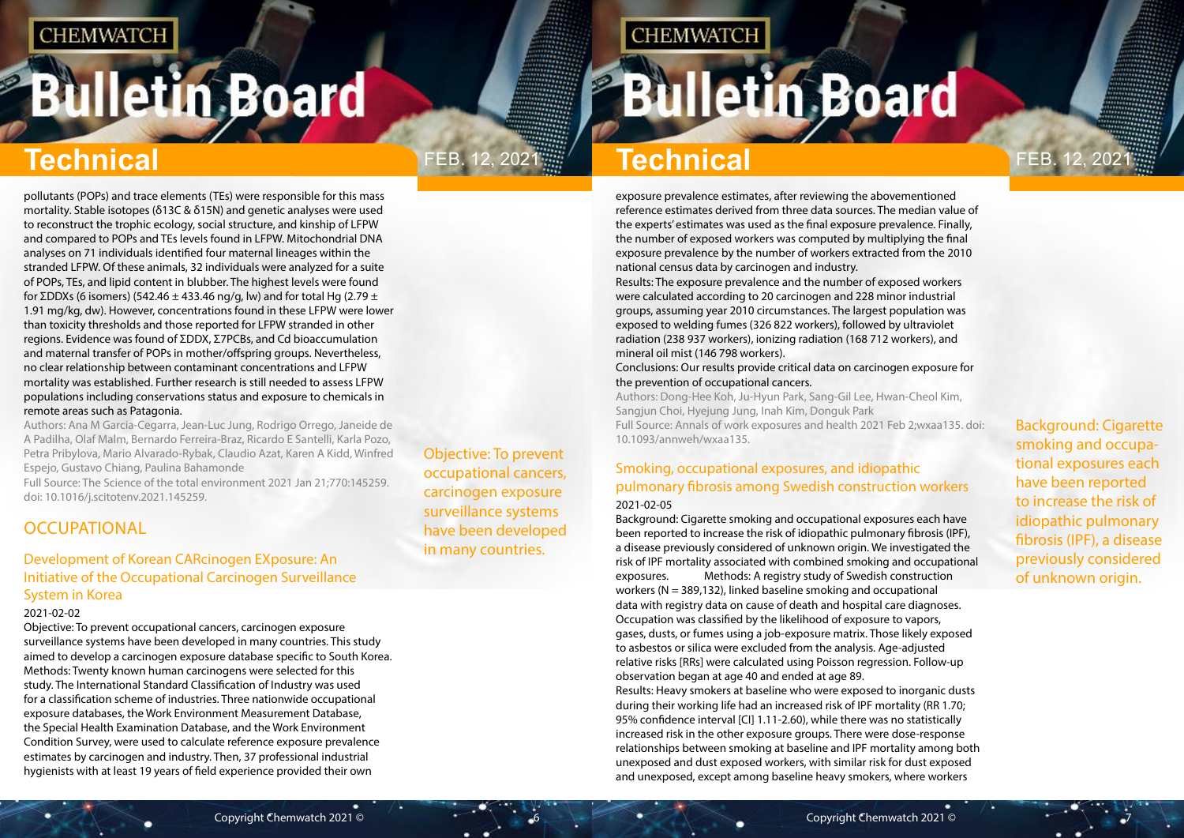pollutants (POPs) and trace elements (TEs) were responsible for this mass mortality. Stable isotopes (δ13C & δ15N) and genetic analyses were used to reconstruct the trophic ecology, social structure, and kinship of LFPW and compared to POPs and TEs levels found in LFPW. Mitochondrial DNA analyses on 71 individuals identified four maternal lineages within the stranded LFPW. Of these animals, 32 individuals were analyzed for a suite of POPs, TEs, and lipid content in blubber. The highest levels were found for ΣDDXs (6 isomers) (542.46 ± 433.46 ng/g, lw) and for total Hg (2.79 ± 1.91 mg/kg, dw). However, concentrations found in these LFPW were lower than toxicity thresholds and those reported for LFPW stranded in other regions. Evidence was found of ΣDDX, Σ7PCBs, and Cd bioaccumulation and maternal transfer of POPs in mother/offspring groups. Nevertheless, no clear relationship between contaminant concentrations and LFPW mortality was established. Further research is still needed to assess LFPW populations including conservations status and exposure to chemicals in remote areas such as Patagonia.

Authors: Ana M Garcia-Cegarra, Jean-Luc Jung, Rodrigo Orrego, Janeide de A Padilha, Olaf Malm, Bernardo Ferreira-Braz, Ricardo E Santelli, Karla Pozo, Petra Pribylova, Mario Alvarado-Rybak, Claudio Azat, Karen A Kidd, Winfred Espejo, Gustavo Chiang, Paulina Bahamonde

Full Source: The Science of the total environment 2021 Jan 21;770:145259. doi: 10.1016/j.scitotenv.2021.145259.

## OCCUPATIONAL

### Development of Korean CARcinogen EXposure: An Initiative of the Occupational Carcinogen Surveillance System in Korea

2021-02-02

Objective: To prevent occupational cancers, carcinogen exposure surveillance systems have been developed in many countries. This study aimed to develop a carcinogen exposure database specific to South Korea. Methods: Twenty known human carcinogens were selected for this study. The International Standard Classification of Industry was used for a classification scheme of industries. Three nationwide occupational exposure databases, the Work Environment Measurement Database, the Special Health Examination Database, and the Work Environment Condition Survey, were used to calculate reference exposure prevalence estimates by carcinogen and industry. Then, 37 professional industrial hygienists with at least 19 years of field experience provided their own exposure prevalence estimates, after reviewing the abovementioned reference estimates derived from three data sources. The median value of the experts' estimates was used as the final exposure prevalence. Finally, the number of exposed workers was computed by multiplying the final exposure prevalence by the number of workers extracted from the 2010 national census data by carcinogen and industry.

Results: The exposure prevalence and the number of exposed workers were calculated according to 20 carcinogen and 228 minor industrial groups, assuming year 2010 circumstances. The largest population was exposed to welding fumes (326 822 workers), followed by ultraviolet radiation (238 937 workers), ionizing radiation (168 712 workers), and mineral oil mist (146 798 workers).

Conclusions: Our results provide critical data on carcinogen exposure for the prevention of occupational cancers.

Authors: Dong-Hee Koh, Ju-Hyun Park, Sang-Gil Lee, Hwan-Cheol Kim, Sangjun Choi, Hyejung Jung, Inah Kim, Donguk Park

Full Source: Annals of work exposures and health 2021 Feb 2;wxaa135. doi: 10.1093/annweh/wxaa135.

### Smoking, occupational exposures, and idiopathic pulmonary fibrosis among Swedish construction workers

2021-02-05

Background: Cigarette smoking and occupational exposures each have been reported to increase the risk of idiopathic pulmonary fibrosis (IPF), a disease previously considered of unknown origin. We investigated the risk of IPF mortality associated with combined smoking and occupational exposures. Methods: A registry study of Swedish construction workers (N = 389,132), linked baseline smoking and occupational data with registry data on cause of death and hospital care diagnoses. Occupation was classified by the likelihood of exposure to vapors, gases, dusts, or fumes using a job-exposure matrix. Those likely exposed to asbestos or silica were excluded from the analysis. Age-adjusted relative risks [RRs] were calculated using Poisson regression. Follow-up observation began at age 40 and ended at age 89.

Results: Heavy smokers at baseline who were exposed to inorganic dusts during their working life had an increased risk of IPF mortality (RR 1.70; 95% confidence interval [CI] 1.11-2.60), while there was no statistically increased risk in the other exposure groups. There were dose-response relationships between smoking at baseline and IPF mortality among both unexposed and dust exposed workers, with similar risk for dust exposed and unexposed, except among baseline heavy smokers, where workers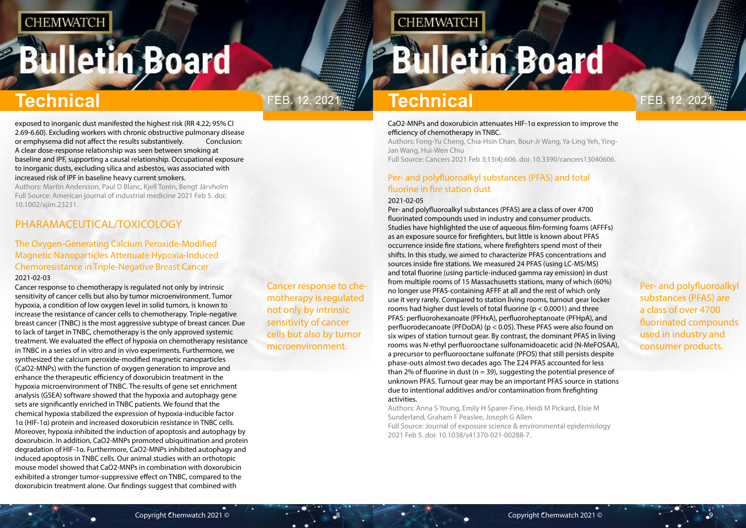exposed to inorganic dust manifested the highest risk (RR 4.22; 95% CI 2.69-6.60). Excluding workers with chronic obstructive pulmonary disease or emphysema did not affect the results substantially. Conclusion: A clear dose-response relationship was seen between smoking at baseline and IPF, supporting a causal relationship. Occupational exposure to inorganic dusts, excluding silica and asbestos, was associated with increased risk of IPF in baseline heavy current smokers.

Authors: Martin Andersson, Paul D Blanc, Kjell Torén, Bengt Järvholm

Full Source: American journal of industrial medicine 2021 Feb 5. doi: 10.1002/ajim.23231.

## PHARAMACEUTICAL/TOXICOLOGY

### The Oxygen-Generating Calcium Peroxide-Modified Magnetic Nanoparticles Attenuate Hypoxia-Induced Chemoresistance in Triple-Negative Breast Cancer

2021-02-03

Cancer response to chemotherapy is regulated not only by intrinsic sensitivity of cancer cells but also by tumor microenvironment. Tumor hypoxia, a condition of low oxygen level in solid tumors, is known to increase the resistance of cancer cells to chemotherapy. Triple-negative breast cancer (TNBC) is the most aggressive subtype of breast cancer. Due to lack of target in TNBC, chemotherapy is the only approved systemic treatment. We evaluated the effect of hypoxia on chemotherapy resistance in TNBC in a series of in vitro and in vivo experiments. Furthermore, we synthesized the calcium peroxide-modified magnetic nanoparticles ($CaO_2$-MNPs) with the function of oxygen generation to improve and enhance the therapeutic efficiency of doxorubicin treatment in the hypoxia microenvironment of TNBC. The results of gene set enrichment analysis (GSEA) software showed that the hypoxia and autophagy gene sets are significantly enriched in TNBC patients. We found that the chemical hypoxia stabilized the expression of hypoxia-inducible factor 1α (HIF-1α) protein and increased doxorubicin resistance in TNBC cells. Moreover, hypoxia inhibited the induction of apoptosis and autophagy by doxorubicin. In addition, $CaO_2$-MNPs promoted ubiquitination and protein degradation of HIF-1α. Furthermore, $CaO_2$-MNPs inhibited autophagy and induced apoptosis in TNBC cells. Our animal studies with an orthotopic mouse model showed that $CaO_2$-MNPs in combination with doxorubicin exhibited a stronger tumor-suppressive effect on TNBC, compared to the doxorubicin treatment alone. Our findings suggest that combined with $CaO_2$-MNPs and doxorubicin attenuates HIF-1α expression to improve the efficiency of chemotherapy in TNBC.

Authors: Fong-Yu Cheng, Chia-Hsin Chan, Bour-Jr Wang, Ya-Ling Yeh, Ying-Jan Wang, Hui-Wen Chiu

Full Source: Cancers 2021 Feb 3;13(4):606. doi: 10.3390/cancers13040606.

Cancer response to chemotherapy is regulated not only by intrinsic sensitivity of cancer cells but also by tumor microenvironment.

### Per- and polyfluoroalkyl substances (PFAS) and total fluorine in fire station dust

2021-02-05

Per- and polyfluoroalkyl substances (PFAS) are a class of over 4700 fluorinated compounds used in industry and consumer products. Studies have highlighted the use of aqueous film-forming foams (AFFFs) as an exposure source for firefighters, but little is known about PFAS occurrence inside fire stations, where firefighters spend most of their shifts. In this study, we aimed to characterize PFAS concentrations and sources inside fire stations. We measured 24 PFAS (using LC-MS/MS) and total fluorine (using particle-induced gamma ray emission) in dust from multiple rooms of 15 Massachusetts stations, many of which (60%) no longer use PFAS-containing AFFF at all and the rest of which only use it very rarely. Compared to station living rooms, turnout gear locker rooms had higher dust levels of total fluorine ($p < 0.0001$) and three PFAS: perfluorohexanoate (PFHxA), perfluoroheptanoate (PFHpA), and perfluorodecanoate (PFDoDA) ($p < 0.05$). These PFAS were also found on six wipes of station turnout gear. By contrast, the dominant PFAS in living rooms was N-ethyl perfluorooctane sulfonamidoacetic acid (N-MeFOSAA), a precursor to perfluorooctane sulfonate (PFOS) that still persists despite phase-outs almost two decades ago. The Σ24 PFAS accounted for less than 2% of fluorine in dust ($n = 39$), suggesting the potential presence of unknown PFAS. Turnout gear may be an important PFAS source in stations due to intentional additives and/or contamination from firefighting activities.

Authors: Anna S Young, Emily H Sparer-Fine, Heidi M Pickard, Elsie M Sunderland, Graham F Peaslee, Joseph G Allen

Full Source: Journal of exposure science & environmental epidemiology 2021 Feb 5. doi: 10.1038/s41370-021-00288-7.

Per- and polyfluoroalkyl substances (PFAS) are a class of over 4700 fluorinated compounds used in industry and consumer products.